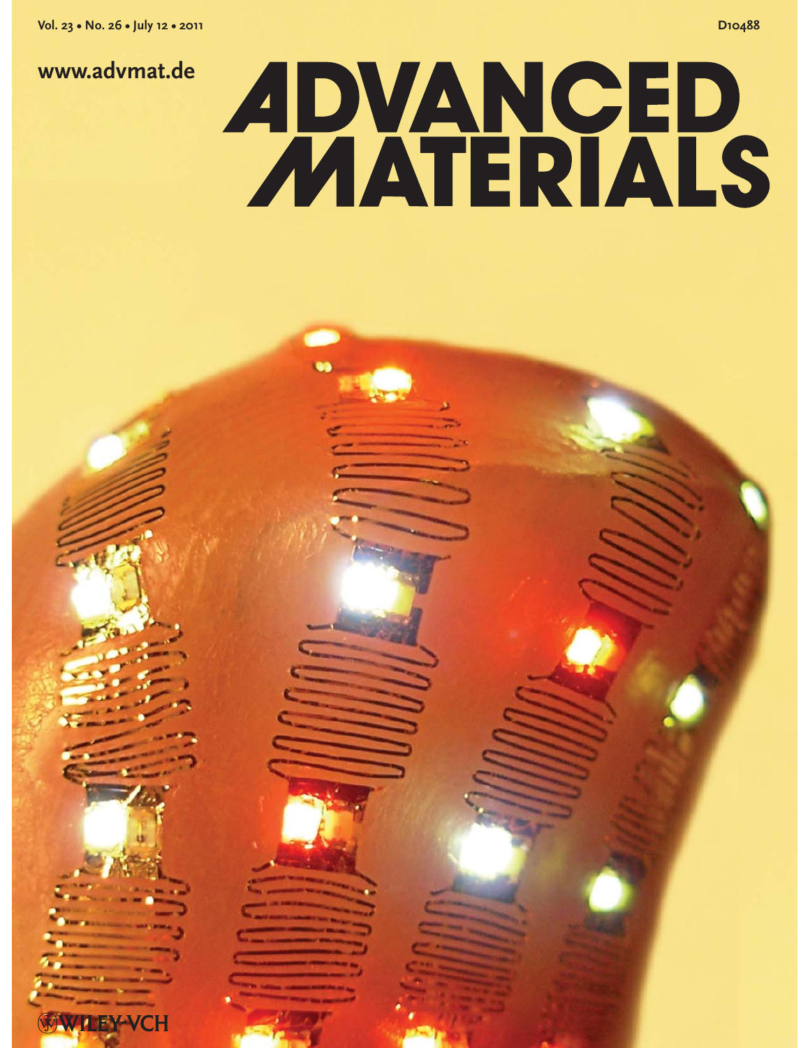Vol. 23 • No. 26 • July 12 • 2011

D10488

www.advmat.de

# ADVANCED MATERIALS

WILEY-VCH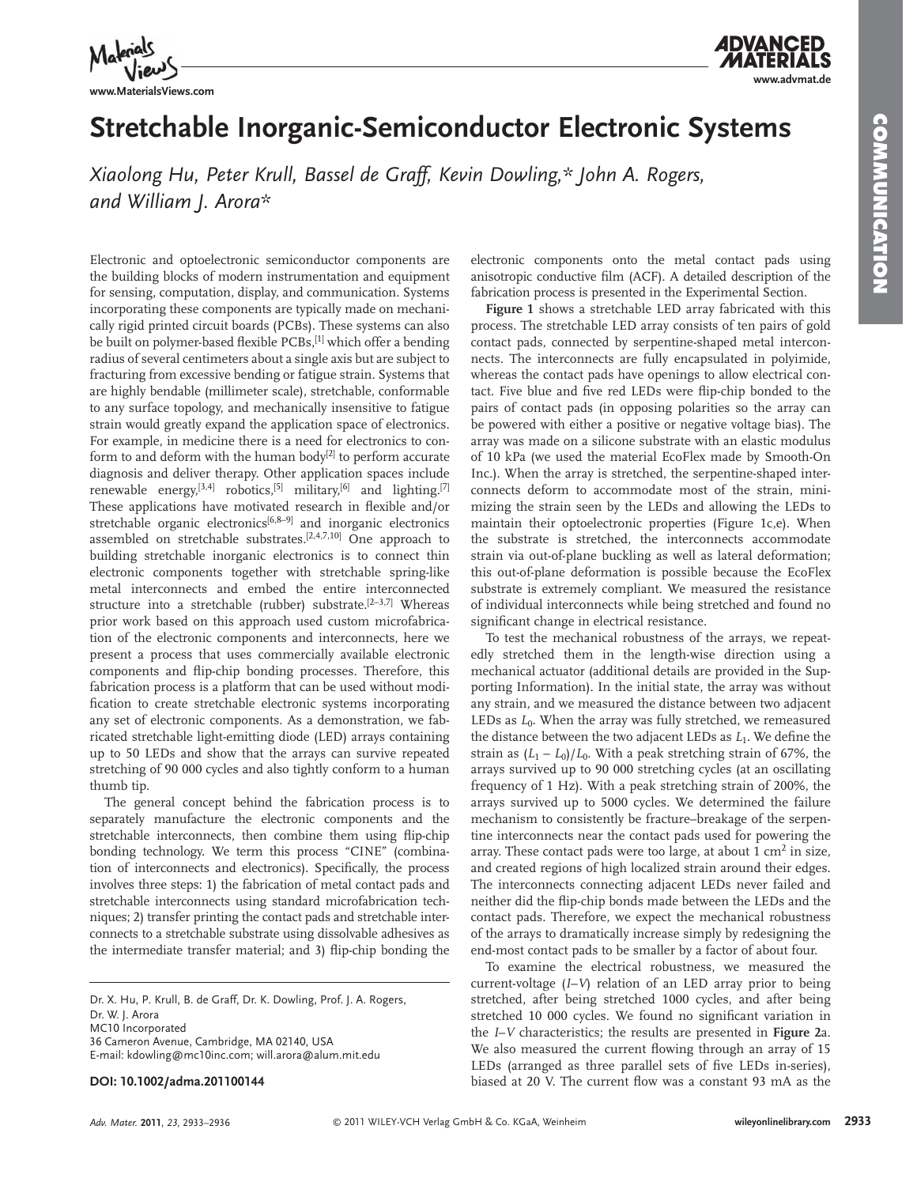# Stretchable Inorganic-Semiconductor Electronic Systems

*Xiaolong Hu, Peter Krull, Bassel de Graff, Kevin Dowling,\* John A. Rogers, and William J. Arora\**

Electronic and optoelectronic semiconductor components are the building blocks of modern instrumentation and equipment for sensing, computation, display, and communication. Systems incorporating these components are typically made on mechanically rigid printed circuit boards (PCBs). These systems can also be built on polymer-based flexible PCBs,[1] which offer a bending radius of several centimeters about a single axis but are subject to fracturing from excessive bending or fatigue strain. Systems that are highly bendable (millimeter scale), stretchable, conformable to any surface topology, and mechanically insensitive to fatigue strain would greatly expand the application space of electronics. For example, in medicine there is a need for electronics to conform to and deform with the human body[2] to perform accurate diagnosis and deliver therapy. Other application spaces include renewable energy,[3,4] robotics,[5] military,[6] and lighting.[7] These applications have motivated research in flexible and/or stretchable organic electronics[6,8–9] and inorganic electronics assembled on stretchable substrates.[2,4,7,10] One approach to building stretchable inorganic electronics is to connect thin electronic components together with stretchable spring-like metal interconnects and embed the entire interconnected structure into a stretchable (rubber) substrate.[2–3,7] Whereas prior work based on this approach used custom microfabrication of the electronic components and interconnects, here we present a process that uses commercially available electronic components and flip-chip bonding processes. Therefore, this fabrication process is a platform that can be used without modification to create stretchable electronic systems incorporating any set of electronic components. As a demonstration, we fabricated stretchable light-emitting diode (LED) arrays containing up to 50 LEDs and show that the arrays can survive repeated stretching of 90 000 cycles and also tightly conform to a human thumb tip.

The general concept behind the fabrication process is to separately manufacture the electronic components and the stretchable interconnects, then combine them using flip-chip bonding technology. We term this process "CINE" (combination of interconnects and electronics). Specifically, the process involves three steps: 1) the fabrication of metal contact pads and stretchable interconnects using standard microfabrication techniques; 2) transfer printing the contact pads and stretchable interconnects to a stretchable substrate using dissolvable adhesives as the intermediate transfer material; and 3) flip-chip bonding the electronic components onto the metal contact pads using anisotropic conductive film (ACF). A detailed description of the fabrication process is presented in the Experimental Section.

**Figure 1** shows a stretchable LED array fabricated with this process. The stretchable LED array consists of ten pairs of gold contact pads, connected by serpentine-shaped metal interconnects. The interconnects are fully encapsulated in polyimide, whereas the contact pads have openings to allow electrical contact. Five blue and five red LEDs were flip-chip bonded to the pairs of contact pads (in opposing polarities so the array can be powered with either a positive or negative voltage bias). The array was made on a silicone substrate with an elastic modulus of 10 kPa (we used the material EcoFlex made by Smooth-On Inc.). When the array is stretched, the serpentine-shaped interconnects deform to accommodate most of the strain, minimizing the strain seen by the LEDs and allowing the LEDs to maintain their optoelectronic properties (Figure 1c,e). When the substrate is stretched, the interconnects accommodate strain via out-of-plane buckling as well as lateral deformation; this out-of-plane deformation is possible because the EcoFlex substrate is extremely compliant. We measured the resistance of individual interconnects while being stretched and found no significant change in electrical resistance.

To test the mechanical robustness of the arrays, we repeatedly stretched them in the length-wise direction using a mechanical actuator (additional details are provided in the Supporting Information). In the initial state, the array was without any strain, and we measured the distance between two adjacent LEDs as $L_0$. When the array was fully stretched, we remeasured the distance between the two adjacent LEDs as $L_1$. We define the strain as $(L_1 - L_0)/L_0$. With a peak stretching strain of 67%, the arrays survived up to 90 000 stretching cycles (at an oscillating frequency of 1 Hz). With a peak stretching strain of 200%, the arrays survived up to 5000 cycles. We determined the failure mechanism to consistently be fracture–breakage of the serpentine interconnects near the contact pads used for powering the array. These contact pads were too large, at about 1 $cm^2$ in size, and created regions of high localized strain around their edges. The interconnects connecting adjacent LEDs never failed and neither did the flip-chip bonds made between the LEDs and the contact pads. Therefore, we expect the mechanical robustness of the arrays to dramatically increase simply by redesigning the end-most contact pads to be smaller by a factor of about four.

To examine the electrical robustness, we measured the current-voltage (*I–V*) relation of an LED array prior to being stretched, after being stretched 1000 cycles, and after being stretched 10 000 cycles. We found no significant variation in the *I–V* characteristics; the results are presented in **Figure 2**a. We also measured the current flowing through an array of 15 LEDs (arranged as three parallel sets of five LEDs in-series), biased at 20 V. The current flow was a constant 93 mA as the

Dr. X. Hu, P. Krull, B. de Graff, Dr. K. Dowling, Prof. J. A. Rogers, Dr. W. J. Arora
MC10 Incorporated
36 Cameron Avenue, Cambridge, MA 02140, USA
E-mail: kdowling@mc10inc.com; will.arora@alum.mit.edu

**DOI: 10.1002/adma.201100144**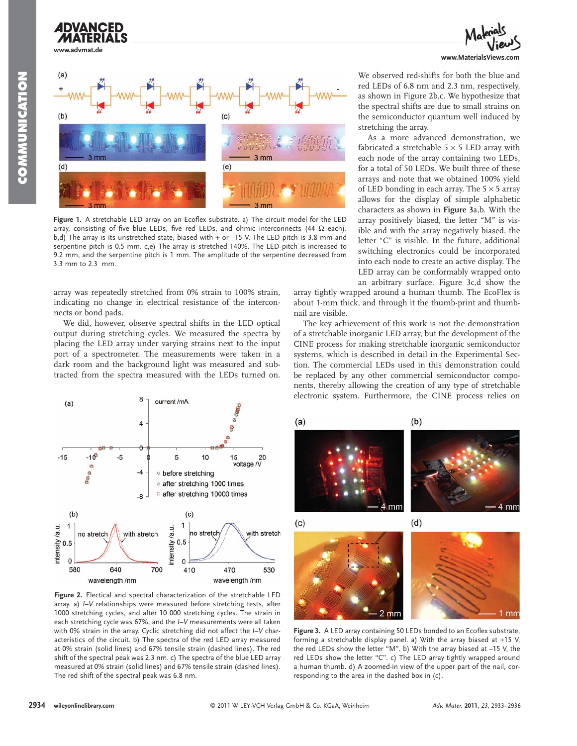(a)

+ -

(b)

3 mm

(c)

3 mm

(d)

3 mm

(e)

3 mm

**Figure 1.** A stretchable LED array on an Ecoflex substrate. a) The circuit model for the LED array, consisting of five blue LEDs, five red LEDs, and ohmic interconnects (44 Ω each). b,d) The array is its unstretched state, biased with + or −15 V. The LED pitch is 3.8 mm and serpentine pitch is 0.5 mm. c,e) The array is stretched 140%. The LED pitch is increased to 9.2 mm, and the serpentine pitch is 1 mm. The amplitude of the serpentine decreased from 3.3 mm to 2.3 mm.

array was repeatedly stretched from 0% strain to 100% strain, indicating no change in electrical resistance of the interconnects or bond pads.

We did, however, observe spectral shifts in the LED optical output during stretching cycles. We measured the spectra by placing the LED array under varying strains next to the input port of a spectrometer. The measurements were taken in a dark room and the background light was measured and subtracted from the spectra measured with the LEDs turned on.

We observed red-shifts for both the blue and red LEDs of 6.8 nm and 2.3 nm, respectively, as shown in Figure 2b,c. We hypothesize that the spectral shifts are due to small strains on the semiconductor quantum well induced by stretching the array.

As a more advanced demonstration, we fabricated a stretchable 5 × 5 LED array with each node of the array containing two LEDs, for a total of 50 LEDs. We built three of these arrays and note that we obtained 100% yield of LED bonding in each array. The 5 × 5 array allows for the display of simple alphabetic characters as shown in **Figure 3**a,b. With the array positively biased, the letter "M" is visible and with the array negatively biased, the letter "C" is visible. In the future, additional switching electronics could be incorporated into each node to create an active display. The LED array can be conformably wrapped onto an arbitrary surface. Figure 3c,d show the array tightly wrapped around a human thumb. The EcoFlex is about 1-mm thick, and through it the thumb-print and thumbnail are visible.

The key achievement of this work is not the demonstration of a stretchable inorganic LED array, but the development of the CINE process for making stretchable inorganic semiconductor systems, which is described in detail in the Experimental Section. The commercial LEDs used in this demonstration could be replaced by any other commercial semiconductor components, thereby allowing the creation of any type of stretchable electronic system. Furthermore, the CINE process relies on

(a)

current /mA

8

4

0

−4

−8

−15 −10 −5 0 5 10 15 20

voltage /V

before stretching

after stretching 1000 times

after stretching 10000 times

(b)

intensity /a.u.

1

0.5

0

no stretch

with stretch

580 640 700

wavelength /nm

(c)

intensity /a.u.

1

0.5

0

no stretch

with stretch

410 470 530

wavelength /nm

**Figure 2.** Electical and spectral characterization of the stretchable LED array. a) *I–V* relationships were measured before stretching tests, after 1000 stretching cycles, and after 10 000 stretching cycles. The strain in each stretching cycle was 67%, and the *I–V* measurements were all taken with 0% strain in the array. Cyclic stretching did not affect the *I–V* characteristics of the circuit. b) The spectra of the red LED array measured at 0% strain (solid lines) and 67% tensile strain (dashed lines). The red shift of the spectral peak was 2.3 nm. c) The spectra of the blue LED array measured at 0% strain (solid lines) and 67% tensile strain (dashed lines). The red shift of the spectral peak was 6.8 nm.

(a)

4 mm

(b)

4 mm

(c)

2 mm

(d)

1 mm

**Figure 3.** A LED array containing 50 LEDs bonded to an Ecoflex substrate, forming a stretchable display panel. a) With the array biased at +15 V, the red LEDs show the letter "M". b) With the array biased at −15 V, the red LEDs show the letter "C". c) The LED array tightly wrapped around a human thumb. d) A zoomed-in view of the upper part of the nail, corresponding to the area in the dashed box in (c).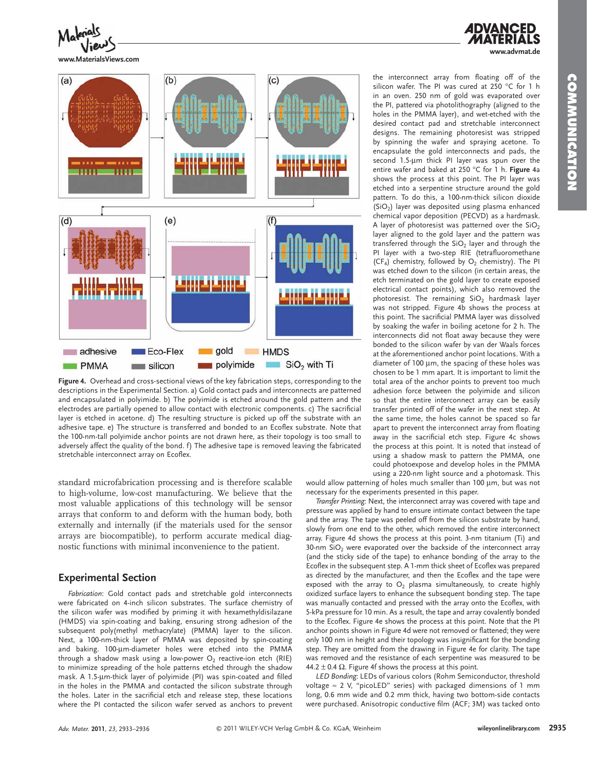Figure 4. Overhead and cross-sectional views of the key fabrication steps, corresponding to the descriptions in the Experimental Section. a) Gold contact pads and interconnects are patterned and encapsulated in polyimide. b) The polyimide is etched around the gold pattern and the electrodes are partially opened to allow contact with electronic components. c) The sacrificial layer is etched in acetone. d) The resulting structure is picked up off the substrate with an adhesive tape. e) The structure is transferred and bonded to an Ecoflex substrate. Note that the 100-nm-tall polyimide anchor points are not drawn here, as their topology is too small to adversely affect the quality of the bond. f) The adhesive tape is removed leaving the fabricated stretchable interconnect array on Ecoflex.

standard microfabrication processing and is therefore scalable to high-volume, low-cost manufacturing. We believe that the most valuable applications of this technology will be sensor arrays that conform to and deform with the human body, both externally and internally (if the materials used for the sensor arrays are biocompatible), to perform accurate medical diagnostic functions with minimal inconvenience to the patient.

## Experimental Section

*Fabrication*: Gold contact pads and stretchable gold interconnects were fabricated on 4-inch silicon substrates. The surface chemistry of the silicon wafer was modified by priming it with hexamethyldisilazane (HMDS) via spin-coating and baking, ensuring strong adhesion of the subsequent poly(methyl methacrylate) (PMMA) layer to the silicon. Next, a 100-nm-thick layer of PMMA was deposited by spin-coating and baking. 100-µm-diameter holes were etched into the PMMA through a shadow mask using a low-power $O_2$ reactive-ion etch (RIE) to minimize spreading of the hole patterns etched through the shadow mask. A 1.5-µm-thick layer of polyimide (PI) was spin-coated and filled in the holes in the PMMA and contacted the silicon substrate through the holes. Later in the sacrificial etch and release step, these locations where the PI contacted the silicon wafer served as anchors to prevent the interconnect array from floating off of the silicon wafer. The PI was cured at 250 °C for 1 h in an oven. 250 nm of gold was evaporated over the PI, patterned via photolithography (aligned to the holes in the PMMA layer), and wet-etched with the desired contact pad and stretchable interconnect designs. The remaining photoresist was stripped by spinning the wafer and spraying acetone. To encapsulate the gold interconnects and pads, the second 1.5-µm thick PI layer was spun over the entire wafer and baked at 250 °C for 1 h. **Figure 4**a shows the process at this point. The PI layer was etched into a serpentine structure around the gold pattern. To do this, a 100-nm-thick silicon dioxide ($SiO_2$) layer was deposited using plasma enhanced chemical vapor deposition (PECVD) as a hardmask. A layer of photoresist was patterned over the $SiO_2$ layer aligned to the gold layer and the pattern was transferred through the $SiO_2$ layer and through the PI layer with a two-step RIE (tetrafluoromethane ($CF_4$) chemistry, followed by $O_2$ chemistry). The PI was etched down to the silicon (in certain areas, the etch terminated on the gold layer to create exposed electrical contact points), which also removed the photoresist. The remaining $SiO_2$ hardmask layer was not stripped. Figure 4b shows the process at this point. The sacrificial PMMA layer was dissolved by soaking the wafer in boiling acetone for 2 h. The interconnects did not float away because they were bonded to the silicon wafer by van der Waals forces at the aforementioned anchor point locations. With a diameter of 100 µm, the spacing of these holes was chosen to be 1 mm apart. It is important to limit the total area of the anchor points to prevent too much adhesion force between the polyimide and silicon so that the entire interconnect array can be easily transfer printed off of the wafer in the next step. At the same time, the holes cannot be spaced so far apart to prevent the interconnect array from floating away in the sacrificial etch step. Figure 4c shows the process at this point. It is noted that instead of using a shadow mask to pattern the PMMA, one could photoexpose and develop holes in the PMMA using a 220-nm light source and a photomask. This would allow patterning of holes much smaller than 100 µm, but was not necessary for the experiments presented in this paper.

*Transfer Printing*: Next, the interconnect array was covered with tape and pressure was applied by hand to ensure intimate contact between the tape and the array. The tape was peeled off from the silicon substrate by hand, slowly from one end to the other, which removed the entire interconnect array. Figure 4d shows the process at this point. 3-nm titanium (Ti) and 30-nm $SiO_2$ were evaporated over the backside of the interconnect array (and the sticky side of the tape) to enhance bonding of the array to the Ecoflex in the subsequent step. A 1-mm thick sheet of Ecoflex was prepared as directed by the manufacturer, and then the Ecoflex and the tape were exposed with the array to $O_2$ plasma simultaneously, to create highly oxidized surface layers to enhance the subsequent bonding step. The tape was manually contacted and pressed with the array onto the Ecoflex, with 5-kPa pressure for 10 min. As a result, the tape and array covalently bonded to the Ecoflex. Figure 4e shows the process at this point. Note that the PI anchor points shown in Figure 4d were not removed or flattened; they were only 100 nm in height and their topology was insignificant for the bonding step. They are omitted from the drawing in Figure 4e for clarity. The tape was removed and the resistance of each serpentine was measured to be 44.2 ± 0.4 Ω. Figure 4f shows the process at this point.

*LED Bonding*: LEDs of various colors (Rohm Semiconductor, threshold voltage ≈ 2 V, "picoLED" series) with packaged dimensions of 1 mm long, 0.6 mm wide and 0.2 mm thick, having two bottom-side contacts were purchased. Anisotropic conductive film (ACF; 3M) was tacked onto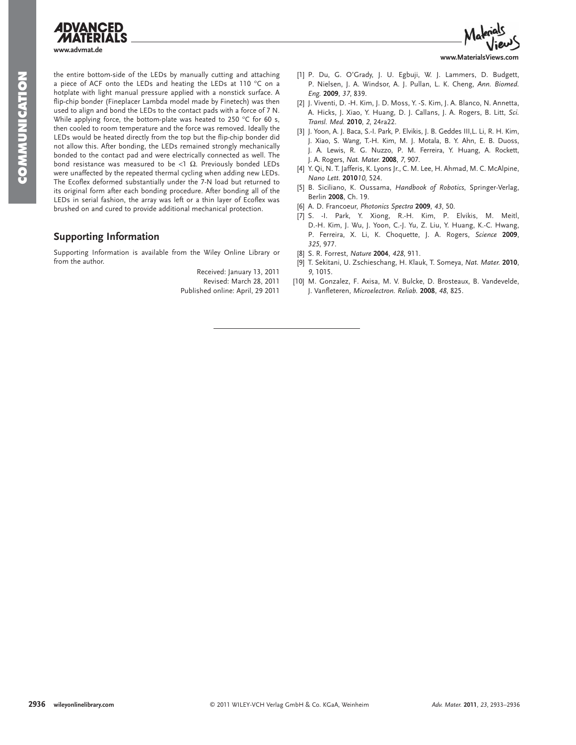the entire bottom-side of the LEDs by manually cutting and attaching a piece of ACF onto the LEDs and heating the LEDs at 110 °C on a hotplate with light manual pressure applied with a nonstick surface. A flip-chip bonder (Fineplacer Lambda model made by Finetech) was then used to align and bond the LEDs to the contact pads with a force of 7 N. While applying force, the bottom-plate was heated to 250 °C for 60 s, then cooled to room temperature and the force was removed. Ideally the LEDs would be heated directly from the top but the flip-chip bonder did not allow this. After bonding, the LEDs remained strongly mechanically bonded to the contact pad and were electrically connected as well. The bond resistance was measured to be <1 Ω. Previously bonded LEDs were unaffected by the repeated thermal cycling when adding new LEDs. The Ecoflex deformed substantially under the 7-N load but returned to its original form after each bonding procedure. After bonding all of the LEDs in serial fashion, the array was left or a thin layer of Ecoflex was brushed on and cured to provide additional mechanical protection.

## Supporting Information

Supporting Information is available from the Wiley Online Library or from the author.

Received: January 13, 2011
Revised: March 28, 2011
Published online: April, 29 2011

[1] P. Du, G. O'Grady, J. U. Egbuji, W. J. Lammers, D. Budgett, P. Nielsen, J. A. Windsor, A. J. Pullan, L. K. Cheng, *Ann. Biomed. Eng.* **2009**, *37*, 839.

[2] J. Viventi, D. -H. Kim, J. D. Moss, Y. -S. Kim, J. A. Blanco, N. Annetta, A. Hicks, J. Xiao, Y. Huang, D. J. Callans, J. A. Rogers, B. Litt, *Sci. Transl. Med.* **2010**, *2*, 24ra22.

[3] J. Yoon, A. J. Baca, S.-I. Park, P. Elvikis, J. B. Geddes III,L. Li, R. H. Kim, J. Xiao, S. Wang, T.-H. Kim, M. J. Motala, B. Y. Ahn, E. B. Duoss, J. A. Lewis, R. G. Nuzzo, P. M. Ferreira, Y. Huang, A. Rockett, J. A. Rogers, *Nat. Mater.* **2008**, *7*, 907.

[4] Y. Qi, N. T. Jafferis, K. Lyons Jr., C. M. Lee, H. Ahmad, M. C. McAlpine, *Nano Lett.* **2010***10*, 524.

[5] B. Siciliano, K. Oussama, *Handbook of Robotics*, Springer-Verlag, Berlin **2008**, Ch. 19.

[6] A. D. Francoeur, *Photonics Spectra* **2009**, *43*, 50.

[7] S. -I. Park, Y. Xiong, R.-H. Kim, P. Elvikis, M. Meitl, D.-H. Kim, J. Wu, J. Yoon, C.-J. Yu, Z. Liu, Y. Huang, K.-C. Hwang, P. Ferreira, X. Li, K. Choquette, J. A. Rogers, *Science* **2009**, *325*, 977.

[8] S. R. Forrest, *Nature* **2004**, *428*, 911.

[9] T. Sekitani, U. Zschieschang, H. Klauk, T. Someya, *Nat. Mater.* **2010**, *9*, 1015.

[10] M. Gonzalez, F. Axisa, M. V. Bulcke, D. Brosteaux, B. Vandevelde, J. Vanfleteren, *Microelectron. Reliab.* **2008**, *48*, 825.